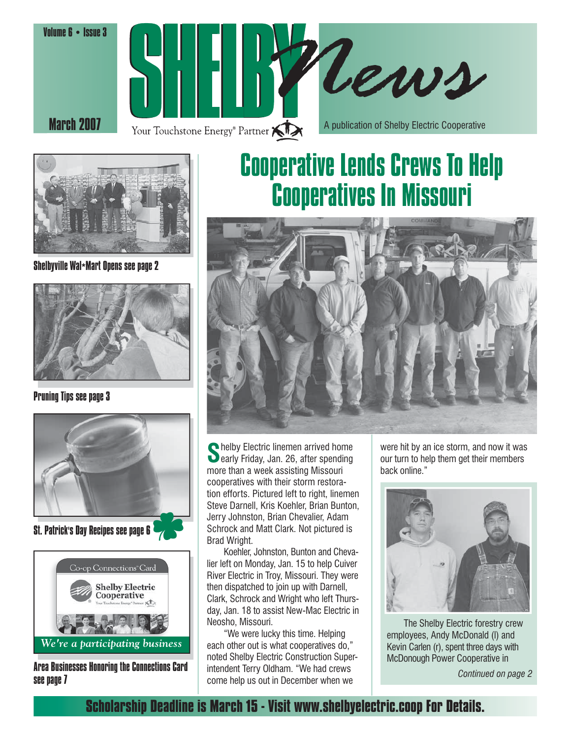Volume 6 • Issue 3

March 2007

# SHELBY News

Your Touchstone Energy® Partner

A publication of Shelby Electric Cooperative

**Shelbyville Wal*Mart Opens see page 2**

**Pruning Tips see page 3**

**St. Patrick's Day Recipes see page 6**

Co-op Connections® Card

Shelby Electric Cooperative

*We're a participating business*

**Area Businesses Honoring the Connections Card see page 7**

## Cooperative Lends Crews To Help Cooperatives In Missouri

Shelby Electric linemen arrived home early Friday, Jan. 26, after spending more than a week assisting Missouri cooperatives with their storm restoration efforts. Pictured left to right, linemen Steve Darnell, Kris Koehler, Brian Bunton, Jerry Johnston, Brian Chevalier, Adam Schrock and Matt Clark. Not pictured is Brad Wright.

Koehler, Johnston, Bunton and Chevalier left on Monday, Jan. 15 to help Cuiver River Electric in Troy, Missouri. They were then dispatched to join up with Darnell, Clark, Schrock and Wright who left Thursday, Jan. 18 to assist New-Mac Electric in Neosho, Missouri.

"We were lucky this time. Helping each other out is what cooperatives do," noted Shelby Electric Construction Superintendent Terry Oldham. "We had crews come help us out in December when we were hit by an ice storm, and now it was our turn to help them get their members back online."

The Shelby Electric forestry crew employees, Andy McDonald (l) and Kevin Carlen (r), spent three days with McDonough Power Cooperative in

*Continued on page 2*

**Scholarship Deadline is March 15 - Visit www.shelbyelectric.coop For Details.**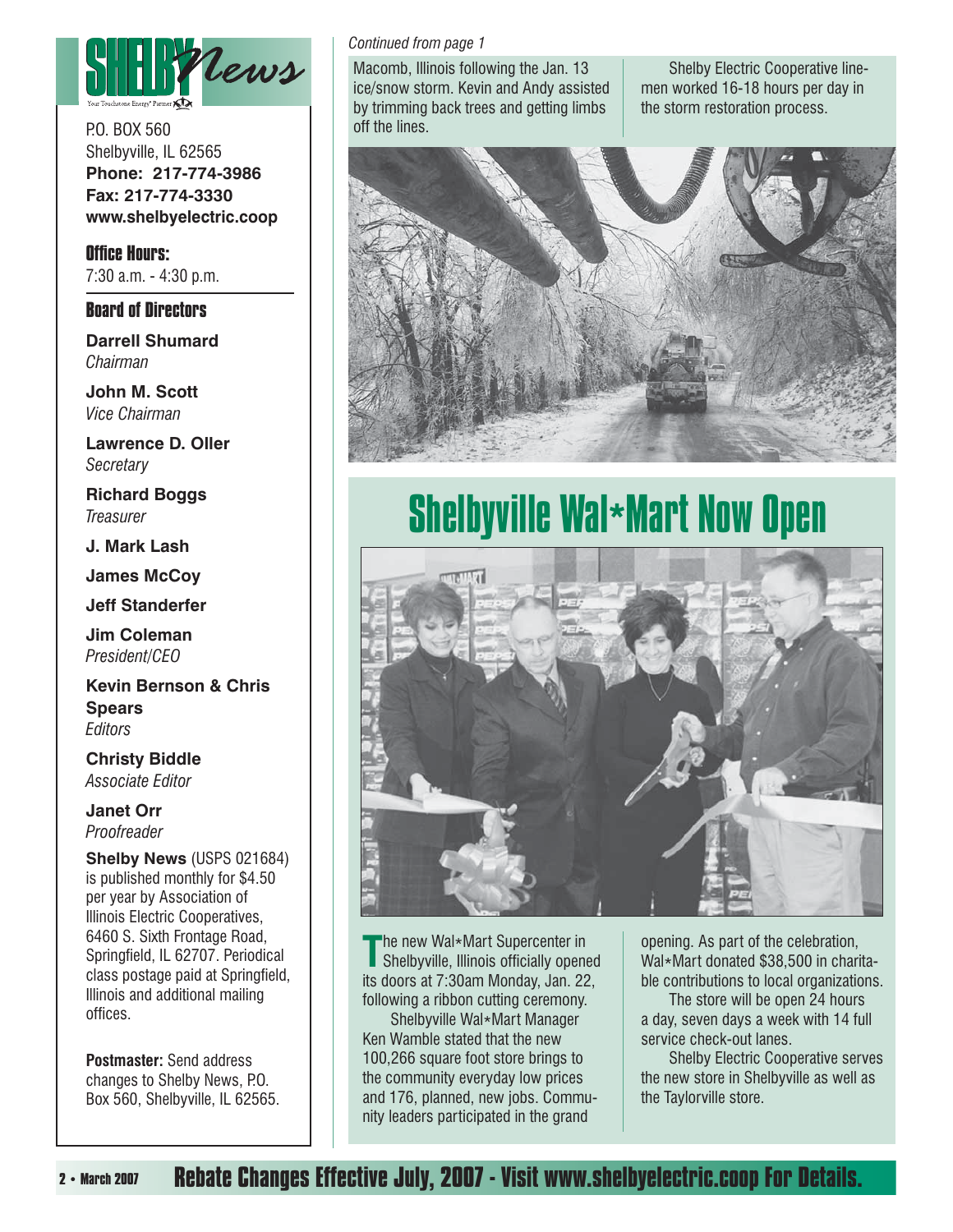# SHELBY News

Your Touchstone Energy® Partner

P.O. BOX 560
Shelbyville, IL 62565
**Phone: 217-774-3986**
**Fax: 217-774-3330**
**www.shelbyelectric.coop**

**Office Hours:**
7:30 a.m. - 4:30 p.m.

**Board of Directors**

**Darrell Shumard**
*Chairman*

**John M. Scott**
*Vice Chairman*

**Lawrence D. Oller**
*Secretary*

**Richard Boggs**
*Treasurer*

**J. Mark Lash**

**James McCoy**

**Jeff Standerfer**

**Jim Coleman**
*President/CEO*

**Kevin Bernson & Chris Spears**
*Editors*

**Christy Biddle**
*Associate Editor*

**Janet Orr**
*Proofreader*

**Shelby News** (USPS 021684) is published monthly for $4.50 per year by Association of Illinois Electric Cooperatives, 6460 S. Sixth Frontage Road, Springfield, IL 62707. Periodical class postage paid at Springfield, Illinois and additional mailing offices.

**Postmaster:** Send address changes to Shelby News, P.O. Box 560, Shelbyville, IL 62565.

*Continued from page 1*

Macomb, Illinois following the Jan. 13 ice/snow storm. Kevin and Andy assisted by trimming back trees and getting limbs off the lines.

Shelby Electric Cooperative linemen worked 16-18 hours per day in the storm restoration process.

## Shelbyville Wal*Mart Now Open

The new Wal*Mart Supercenter in Shelbyville, Illinois officially opened its doors at 7:30am Monday, Jan. 22, following a ribbon cutting ceremony.

Shelbyville Wal*Mart Manager Ken Wamble stated that the new 100,266 square foot store brings to the community everyday low prices and 176, planned, new jobs. Community leaders participated in the grand opening. As part of the celebration, Wal*Mart donated $38,500 in charitable contributions to local organizations.

The store will be open 24 hours a day, seven days a week with 14 full service check-out lanes.

Shelby Electric Cooperative serves the new store in Shelbyville as well as the Taylorville store.

**Rebate Changes Effective July, 2007 - Visit www.shelbyelectric.coop For Details.**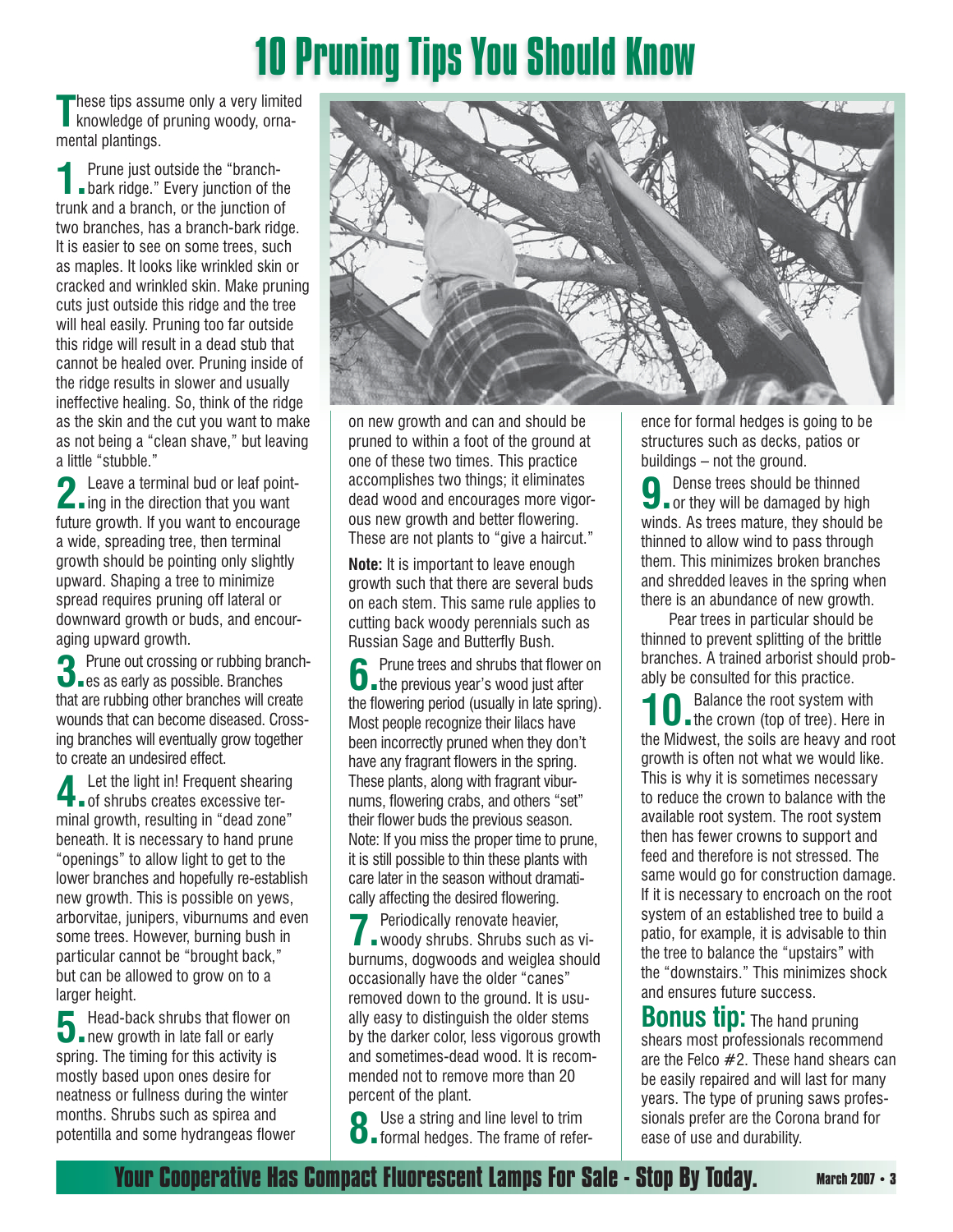# 10 Pruning Tips You Should Know

These tips assume only a very limited knowledge of pruning woody, ornamental plantings.

**1.** Prune just outside the "branch-bark ridge." Every junction of the trunk and a branch, or the junction of two branches, has a branch-bark ridge. It is easier to see on some trees, such as maples. It looks like wrinkled skin or cracked and wrinkled skin. Make pruning cuts just outside this ridge and the tree will heal easily. Pruning too far outside this ridge will result in a dead stub that cannot be healed over. Pruning inside of the ridge results in slower and usually ineffective healing. So, think of the ridge as the skin and the cut you want to make as not being a "clean shave," but leaving a little "stubble."

**2.** Leave a terminal bud or leaf pointing in the direction that you want future growth. If you want to encourage a wide, spreading tree, then terminal growth should be pointing only slightly upward. Shaping a tree to minimize spread requires pruning off lateral or downward growth or buds, and encouraging upward growth.

**3.** Prune out crossing or rubbing branches as early as possible. Branches that are rubbing other branches will create wounds that can become diseased. Crossing branches will eventually grow together to create an undesired effect.

**4.** Let the light in! Frequent shearing of shrubs creates excessive terminal growth, resulting in "dead zone" beneath. It is necessary to hand prune "openings" to allow light to get to the lower branches and hopefully re-establish new growth. This is possible on yews, arborvitae, junipers, viburnums and even some trees. However, burning bush in particular cannot be "brought back," but can be allowed to grow on to a larger height.

**5.** Head-back shrubs that flower on new growth in late fall or early spring. The timing for this activity is mostly based upon ones desire for neatness or fullness during the winter months. Shrubs such as spirea and potentilla and some hydrangeas flower on new growth and can and should be pruned to within a foot of the ground at one of these two times. This practice accomplishes two things; it eliminates dead wood and encourages more vigorous new growth and better flowering. These are not plants to "give a haircut."

**Note:** It is important to leave enough growth such that there are several buds on each stem. This same rule applies to cutting back woody perennials such as Russian Sage and Butterfly Bush.

**6.** Prune trees and shrubs that flower on the previous year's wood just after the flowering period (usually in late spring). Most people recognize their lilacs have been incorrectly pruned when they don't have any fragrant flowers in the spring. These plants, along with fragrant viburnums, flowering crabs, and others "set" their flower buds the previous season. Note: If you miss the proper time to prune, it is still possible to thin these plants with care later in the season without dramatically affecting the desired flowering.

**7.** Periodically renovate heavier, woody shrubs. Shrubs such as viburnums, dogwoods and weiglea should occasionally have the older "canes" removed down to the ground. It is usually easy to distinguish the older stems by the darker color, less vigorous growth and sometimes-dead wood. It is recommended not to remove more than 20 percent of the plant.

**8.** Use a string and line level to trim formal hedges. The frame of reference for formal hedges is going to be structures such as decks, patios or buildings – not the ground.

**9.** Dense trees should be thinned or they will be damaged by high winds. As trees mature, they should be thinned to allow wind to pass through them. This minimizes broken branches and shredded leaves in the spring when there is an abundance of new growth.

Pear trees in particular should be thinned to prevent splitting of the brittle branches. A trained arborist should probably be consulted for this practice.

**10.** Balance the root system with the crown (top of tree). Here in the Midwest, the soils are heavy and root growth is often not what we would like. This is why it is sometimes necessary to reduce the crown to balance with the available root system. The root system then has fewer crowns to support and feed and therefore is not stressed. The same would go for construction damage. If it is necessary to encroach on the root system of an established tree to build a patio, for example, it is advisable to thin the tree to balance the "upstairs" with the "downstairs." This minimizes shock and ensures future success.

**Bonus tip:** The hand pruning shears most professionals recommend are the Felco #2. These hand shears can be easily repaired and will last for many years. The type of pruning saws professionals prefer are the Corona brand for ease of use and durability.

**Your Cooperative Has Compact Fluorescent Lamps For Sale - Stop By Today.**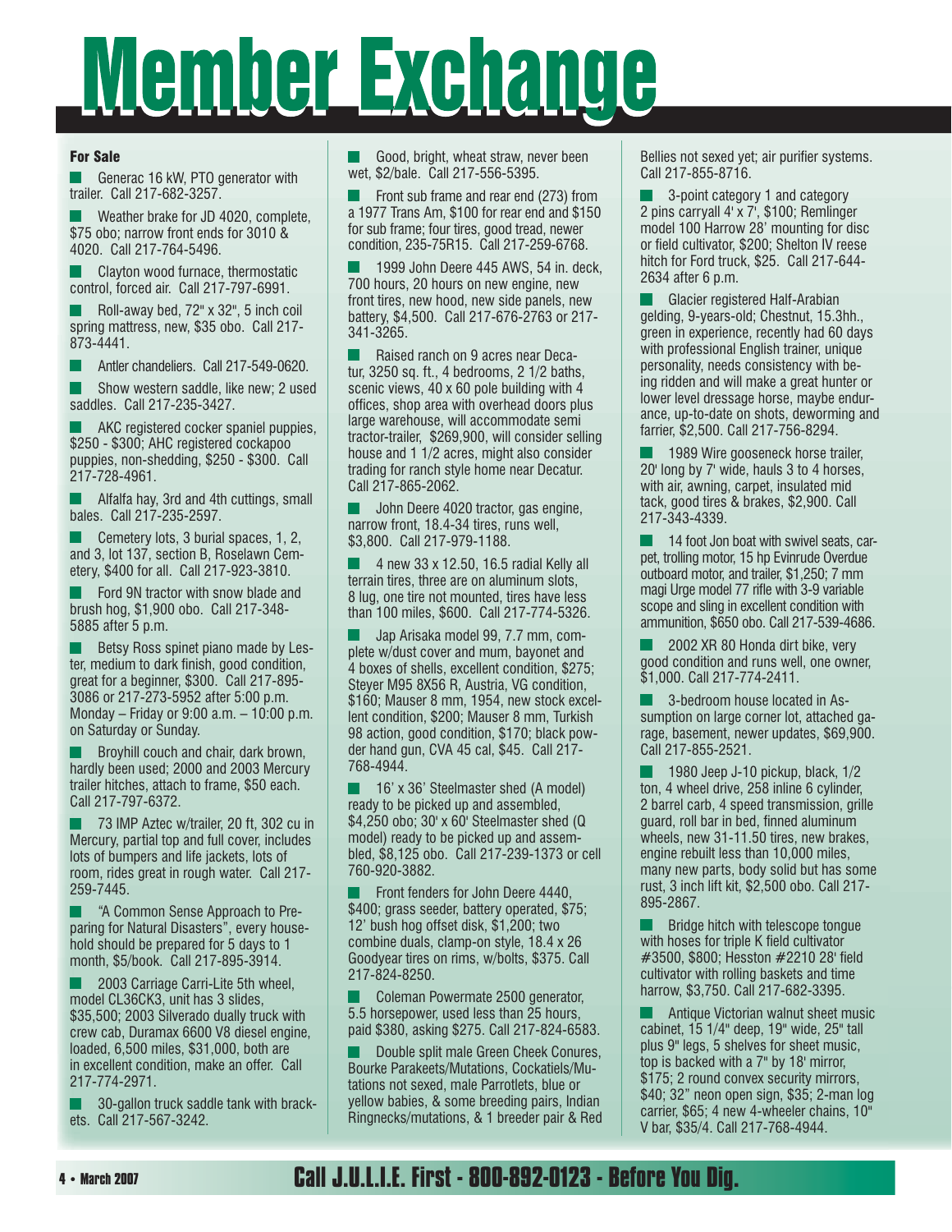# Member Exchange

### For Sale

- Generac 16 kW, PTO generator with trailer. Call 217-682-3257.

- Weather brake for JD 4020, complete, $75 obo; narrow front ends for 3010 & 4020. Call 217-764-5496.

- Clayton wood furnace, thermostatic control, forced air. Call 217-797-6991.

- Roll-away bed, 72" x 32", 5 inch coil spring mattress, new, $35 obo. Call 217-873-4441.

- Antler chandeliers. Call 217-549-0620.

- Show western saddle, like new; 2 used saddles. Call 217-235-3427.

- AKC registered cocker spaniel puppies, $250 - $300; AHC registered cockapoo puppies, non-shedding, $250 - $300. Call 217-728-4961.

- Alfalfa hay, 3rd and 4th cuttings, small bales. Call 217-235-2597.

- Cemetery lots, 3 burial spaces, 1, 2, and 3, lot 137, section B, Roselawn Cemetery, $400 for all. Call 217-923-3810.

- Ford 9N tractor with snow blade and brush hog, $1,900 obo. Call 217-348-5885 after 5 p.m.

- Betsy Ross spinet piano made by Lester, medium to dark finish, good condition, great for a beginner, $300. Call 217-895-3086 or 217-273-5952 after 5:00 p.m. Monday – Friday or 9:00 a.m. – 10:00 p.m. on Saturday or Sunday.

- Broyhill couch and chair, dark brown, hardly been used; 2000 and 2003 Mercury trailer hitches, attach to frame, $50 each. Call 217-797-6372.

- 73 IMP Aztec w/trailer, 20 ft, 302 cu in Mercury, partial top and full cover, includes lots of bumpers and life jackets, lots of room, rides great in rough water. Call 217-259-7445.

- "A Common Sense Approach to Preparing for Natural Disasters", every household should be prepared for 5 days to 1 month, $5/book. Call 217-895-3914.

- 2003 Carriage Carri-Lite 5th wheel, model CL36CK3, unit has 3 slides, $35,500; 2003 Silverado dually truck with crew cab, Duramax 6600 V8 diesel engine, loaded, 6,500 miles, $31,000, both are in excellent condition, make an offer. Call 217-774-2971.

- 30-gallon truck saddle tank with brackets. Call 217-567-3242.

- Good, bright, wheat straw, never been wet, $2/bale. Call 217-556-5395.

- Front sub frame and rear end (273) from a 1977 Trans Am, $100 for rear end and $150 for sub frame; four tires, good tread, newer condition, 235-75R15. Call 217-259-6768.

- 1999 John Deere 445 AWS, 54 in. deck, 700 hours, 20 hours on new engine, new front tires, new hood, new side panels, new battery, $4,500. Call 217-676-2763 or 217-341-3265.

- Raised ranch on 9 acres near Decatur, 3250 sq. ft., 4 bedrooms, 2 1/2 baths, scenic views, 40 x 60 pole building with 4 offices, shop area with overhead doors plus large warehouse, will accommodate semi tractor-trailer, $269,900, will consider selling house and 1 1/2 acres, might also consider trading for ranch style home near Decatur. Call 217-865-2062.

- John Deere 4020 tractor, gas engine, narrow front, 18.4-34 tires, runs well, $3,800. Call 217-979-1188.

- 4 new 33 x 12.50, 16.5 radial Kelly all terrain tires, three are on aluminum slots, 8 lug, one tire not mounted, tires have less than 100 miles, $600. Call 217-774-5326.

- Jap Arisaka model 99, 7.7 mm, complete w/dust cover and mum, bayonet and 4 boxes of shells, excellent condition, $275; Steyer M95 8X56 R, Austria, VG condition, $160; Mauser 8 mm, 1954, new stock excellent condition, $200; Mauser 8 mm, Turkish 98 action, good condition, $170; black powder hand gun, CVA 45 cal, $45. Call 217-768-4944.

- 16' x 36' Steelmaster shed (A model) ready to be picked up and assembled, $4,250 obo; 30' x 60' Steelmaster shed (Q model) ready to be picked up and assembled, $8,125 obo. Call 217-239-1373 or cell 760-920-3882.

- Front fenders for John Deere 4440, $400; grass seeder, battery operated, $75; 12' bush hog offset disk, $1,200; two combine duals, clamp-on style, 18.4 x 26 Goodyear tires on rims, w/bolts, $375. Call 217-824-8250.

- Coleman Powermate 2500 generator, 5.5 horsepower, used less than 25 hours, paid $380, asking $275. Call 217-824-6583.

- Double split male Green Cheek Conures, Bourke Parakeets/Mutations, Cockatiels/Mutations not sexed, male Parrotlets, blue or yellow babies, & some breeding pairs, Indian Ringnecks/mutations, & 1 breeder pair & Red Bellies not sexed yet; air purifier systems. Call 217-855-8716.

- 3-point category 1 and category 2 pins carryall 4' x 7', $100; Remlinger model 100 Harrow 28' mounting for disc or field cultivator, $200; Shelton IV reese hitch for Ford truck, $25. Call 217-644-2634 after 6 p.m.

- Glacier registered Half-Arabian gelding, 9-years-old; Chestnut, 15.3hh., green in experience, recently had 60 days with professional English trainer, unique personality, needs consistency with being ridden and will make a great hunter or lower level dressage horse, maybe endurance, up-to-date on shots, deworming and farrier, $2,500. Call 217-756-8294.

- 1989 Wire gooseneck horse trailer, 20' long by 7' wide, hauls 3 to 4 horses, with air, awning, carpet, insulated mid tack, good tires & brakes, $2,900. Call 217-343-4339.

- 14 foot Jon boat with swivel seats, carpet, trolling motor, 15 hp Evinrude Overdue outboard motor, and trailer, $1,250; 7 mm magi Urge model 77 rifle with 3-9 variable scope and sling in excellent condition with ammunition, $650 obo. Call 217-539-4686.

- 2002 XR 80 Honda dirt bike, very good condition and runs well, one owner, $1,000. Call 217-774-2411.

- 3-bedroom house located in Assumption on large corner lot, attached garage, basement, newer updates, $69,900. Call 217-855-2521.

- 1980 Jeep J-10 pickup, black, 1/2 ton, 4 wheel drive, 258 inline 6 cylinder, 2 barrel carb, 4 speed transmission, grille guard, roll bar in bed, finned aluminum wheels, new 31-11.50 tires, new brakes, engine rebuilt less than 10,000 miles, many new parts, body solid but has some rust, 3 inch lift kit, $2,500 obo. Call 217-895-2867.

- Bridge hitch with telescope tongue with hoses for triple K field cultivator #3500, $800; Hesston #2210 28' field cultivator with rolling baskets and time harrow, $3,750. Call 217-682-3395.

- Antique Victorian walnut sheet music cabinet, 15 1/4" deep, 19" wide, 25" tall plus 9" legs, 5 shelves for sheet music, top is backed with a 7" by 18' mirror, $175; 2 round convex security mirrors, $40; 32" neon open sign, $35; 2-man log carrier, $65; 4 new 4-wheeler chains, 10" V bar, $35/4. Call 217-768-4944.

**Call J.U.L.I.E. First - 800-892-0123 - Before You Dig.**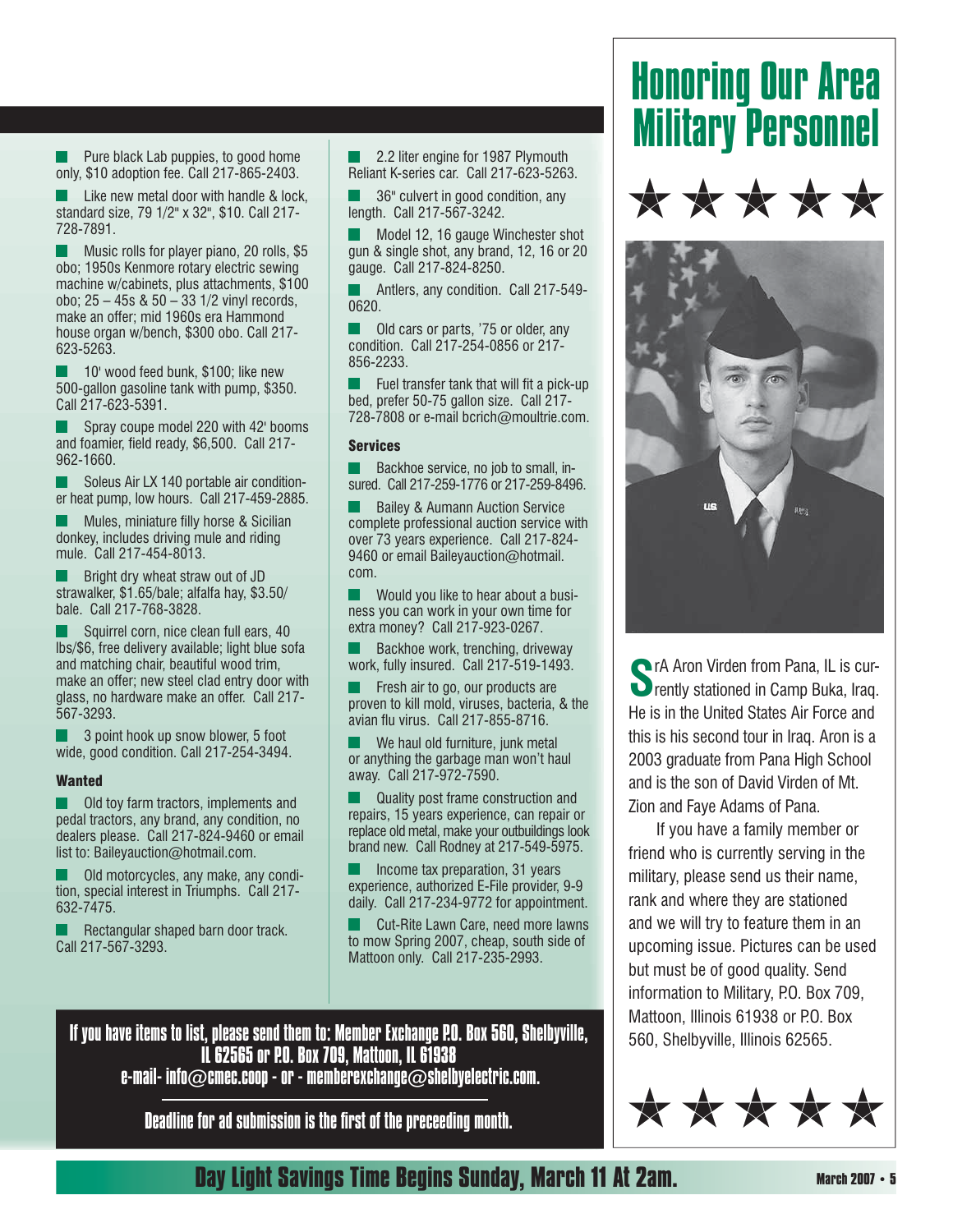- Pure black Lab puppies, to good home only, $10 adoption fee. Call 217-865-2403.
- Like new metal door with handle & lock, standard size, 79 1/2" x 32", $10. Call 217-728-7891.
- Music rolls for player piano, 20 rolls, $5 obo; 1950s Kenmore rotary electric sewing machine w/cabinets, plus attachments, $100 obo; 25 – 45s & 50 – 33 1/2 vinyl records, make an offer; mid 1960s era Hammond house organ w/bench, $300 obo. Call 217-623-5263.
- 10' wood feed bunk, $100; like new 500-gallon gasoline tank with pump, $350. Call 217-623-5391.
- Spray coupe model 220 with 42' booms and foamier, field ready, $6,500. Call 217-962-1660.
- Soleus Air LX 140 portable air conditioner heat pump, low hours. Call 217-459-2885.
- Mules, miniature filly horse & Sicilian donkey, includes driving mule and riding mule. Call 217-454-8013.
- Bright dry wheat straw out of JD strawalker, $1.65/bale; alfalfa hay, $3.50/bale. Call 217-768-3828.
- Squirrel corn, nice clean full ears, 40 lbs/$6, free delivery available; light blue sofa and matching chair, beautiful wood trim, make an offer; new steel clad entry door with glass, no hardware make an offer. Call 217-567-3293.
- 3 point hook up snow blower, 5 foot wide, good condition. Call 217-254-3494.

### Wanted

- Old toy farm tractors, implements and pedal tractors, any brand, any condition, no dealers please. Call 217-824-9460 or email list to: Baileyauction@hotmail.com.
- Old motorcycles, any make, any condition, special interest in Triumphs. Call 217-632-7475.
- Rectangular shaped barn door track. Call 217-567-3293.
- 2.2 liter engine for 1987 Plymouth Reliant K-series car. Call 217-623-5263.
- 36" culvert in good condition, any length. Call 217-567-3242.
- Model 12, 16 gauge Winchester shot gun & single shot, any brand, 12, 16 or 20 gauge. Call 217-824-8250.
- Antlers, any condition. Call 217-549-0620.
- Old cars or parts, '75 or older, any condition. Call 217-254-0856 or 217-856-2233.
- Fuel transfer tank that will fit a pick-up bed, prefer 50-75 gallon size. Call 217-728-7808 or e-mail bcrich@moultrie.com.

### Services

- Backhoe service, no job to small, insured. Call 217-259-1776 or 217-259-8496.
- Bailey & Aumann Auction Service complete professional auction service with over 73 years experience. Call 217-824-9460 or email Baileyauction@hotmail.com.
- Would you like to hear about a business you can work in your own time for extra money? Call 217-923-0267.
- Backhoe work, trenching, driveway work, fully insured. Call 217-519-1493.
- Fresh air to go, our products are proven to kill mold, viruses, bacteria, & the avian flu virus. Call 217-855-8716.
- We haul old furniture, junk metal or anything the garbage man won't haul away. Call 217-972-7590.
- Quality post frame construction and repairs, 15 years experience, can repair or replace old metal, make your outbuildings look brand new. Call Rodney at 217-549-5975.
- Income tax preparation, 31 years experience, authorized E-File provider, 9-9 daily. Call 217-234-9772 for appointment.
- Cut-Rite Lawn Care, need more lawns to mow Spring 2007, cheap, south side of Mattoon only. Call 217-235-2993.

**If you have items to list, please send them to: Member Exchange P.O. Box 560, Shelbyville, IL 62565 or P.O. Box 709, Mattoon, IL 61938**
**e-mail- info@cmec.coop - or - memberexchange@shelbyelectric.com.**

**Deadline for ad submission is the first of the preceding month.**

# Honoring Our Area Military Personnel

★ ★ ★ ★ ★

SrA Aron Virden from Pana, IL is currently stationed in Camp Buka, Iraq. He is in the United States Air Force and this is his second tour in Iraq. Aron is a 2003 graduate from Pana High School and is the son of David Virden of Mt. Zion and Faye Adams of Pana.

If you have a family member or friend who is currently serving in the military, please send us their name, rank and where they are stationed and we will try to feature them in an upcoming issue. Pictures can be used but must be of good quality. Send information to Military, P.O. Box 709, Mattoon, Illinois 61938 or P.O. Box 560, Shelbyville, Illinois 62565.

★ ★ ★ ★ ★

**Day Light Savings Time Begins Sunday, March 11 At 2am.**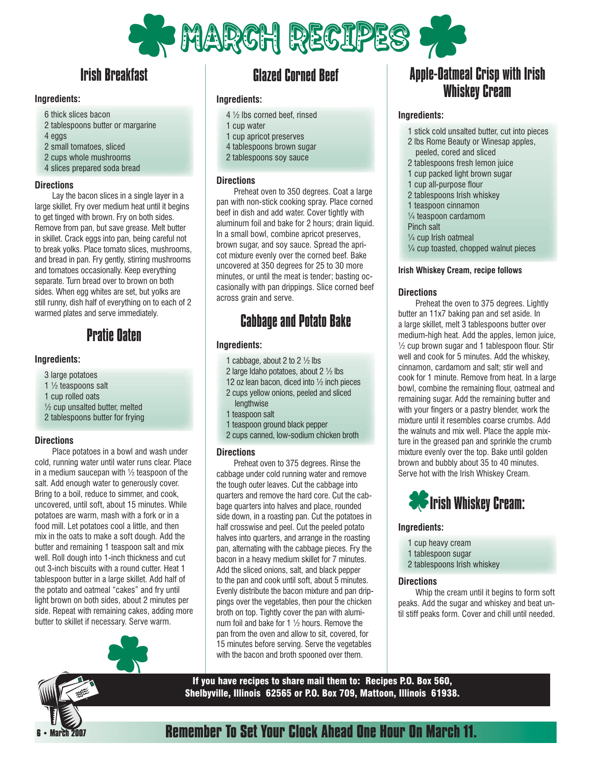# MARCH RECIPES

## Irish Breakfast

**Ingredients:**

6 thick slices bacon
2 tablespoons butter or margarine
4 eggs
2 small tomatoes, sliced
2 cups whole mushrooms
4 slices prepared soda bread

**Directions**

Lay the bacon slices in a single layer in a large skillet. Fry over medium heat until it begins to get tinged with brown. Fry on both sides. Remove from pan, but save grease. Melt butter in skillet. Crack eggs into pan, being careful not to break yolks. Place tomato slices, mushrooms, and bread in pan. Fry gently, stirring mushrooms and tomatoes occasionally. Keep everything separate. Turn bread over to brown on both sides. When egg whites are set, but yolks are still runny, dish half of everything on to each of 2 warmed plates and serve immediately.

## Pratie Oaten

**Ingredients:**

3 large potatoes
1 ½ teaspoons salt
1 cup rolled oats
½ cup unsalted butter, melted
2 tablespoons butter for frying

**Directions**

Place potatoes in a bowl and wash under cold, running water until water runs clear. Place in a medium saucepan with ½ teaspoon of the salt. Add enough water to generously cover. Bring to a boil, reduce to simmer, and cook, uncovered, until soft, about 15 minutes. While potatoes are warm, mash with a fork or in a food mill. Let potatoes cool a little, and then mix in the oats to make a soft dough. Add the butter and remaining 1 teaspoon salt and mix well. Roll dough into 1-inch thickness and cut out 3-inch biscuits with a round cutter. Heat 1 tablespoon butter in a large skillet. Add half of the potato and oatmeal "cakes" and fry until light brown on both sides, about 2 minutes per side. Repeat with remaining cakes, adding more butter to skillet if necessary. Serve warm.

## Glazed Corned Beef

**Ingredients:**

4 ½ lbs corned beef, rinsed
1 cup water
1 cup apricot preserves
4 tablespoons brown sugar
2 tablespoons soy sauce

**Directions**

Preheat oven to 350 degrees. Coat a large pan with non-stick cooking spray. Place corned beef in dish and add water. Cover tightly with aluminum foil and bake for 2 hours; drain liquid. In a small bowl, combine apricot preserves, brown sugar, and soy sauce. Spread the apricot mixture evenly over the corned beef. Bake uncovered at 350 degrees for 25 to 30 more minutes, or until the meat is tender; basting occasionally with pan drippings. Slice corned beef across grain and serve.

## Cabbage and Potato Bake

**Ingredients:**

1 cabbage, about 2 to 2 ½ lbs
2 large Idaho potatoes, about 2 ½ lbs
12 oz lean bacon, diced into ½ inch pieces
2 cups yellow onions, peeled and sliced lengthwise
1 teaspoon salt
1 teaspoon ground black pepper
2 cups canned, low-sodium chicken broth

**Directions**

Preheat oven to 375 degrees. Rinse the cabbage under cold running water and remove the tough outer leaves. Cut the cabbage into quarters and remove the hard core. Cut the cabbage quarters into halves and place, rounded side down, in a roasting pan. Cut the potatoes in half crosswise and peel. Cut the peeled potato halves into quarters, and arrange in the roasting pan, alternating with the cabbage pieces. Fry the bacon in a heavy medium skillet for 7 minutes. Add the sliced onions, salt, and black pepper to the pan and cook until soft, about 5 minutes. Evenly distribute the bacon mixture and pan drippings over the vegetables, then pour the chicken broth on top. Tightly cover the pan with aluminum foil and bake for 1 ½ hours. Remove the pan from the oven and allow to sit, covered, for 15 minutes before serving. Serve the vegetables with the bacon and broth spooned over them.

## Apple-Oatmeal Crisp with Irish Whiskey Cream

**Ingredients:**

1 stick cold unsalted butter, cut into pieces
2 lbs Rome Beauty or Winesap apples, peeled, cored and sliced
2 tablespoons fresh lemon juice
1 cup packed light brown sugar
1 cup all-purpose flour
2 tablespoons Irish whiskey
1 teaspoon cinnamon
¼ teaspoon cardamom
Pinch salt
¼ cup Irish oatmeal
¼ cup toasted, chopped walnut pieces

**Irish Whiskey Cream, recipe follows**

**Directions**

Preheat the oven to 375 degrees. Lightly butter an 11x7 baking pan and set aside. In a large skillet, melt 3 tablespoons butter over medium-high heat. Add the apples, lemon juice, ½ cup brown sugar and 1 tablespoon flour. Stir well and cook for 5 minutes. Add the whiskey, cinnamon, cardamom and salt; stir well and cook for 1 minute. Remove from heat. In a large bowl, combine the remaining flour, oatmeal and remaining sugar. Add the remaining butter and with your fingers or a pastry blender, work the mixture until it resembles coarse crumbs. Add the walnuts and mix well. Place the apple mixture in the greased pan and sprinkle the crumb mixture evenly over the top. Bake until golden brown and bubbly about 35 to 40 minutes. Serve hot with the Irish Whiskey Cream.

### Irish Whiskey Cream:

**Ingredients:**

1 cup heavy cream
1 tablespoon sugar
2 tablespoons Irish whiskey

**Directions**

Whip the cream until it begins to form soft peaks. Add the sugar and whiskey and beat until stiff peaks form. Cover and chill until needed.

**If you have recipes to share mail them to: Recipes P.O. Box 560, Shelbyville, Illinois 62565 or P.O. Box 709, Mattoon, Illinois 61938.**

**Remember To Set Your Clock Ahead One Hour On March 11.**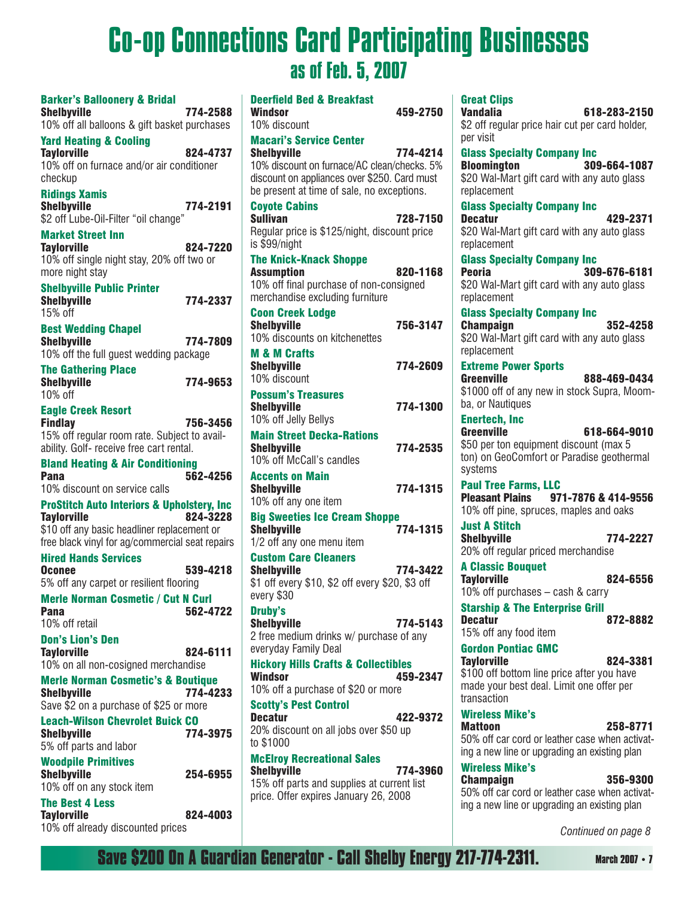# Co-op Connections Card Participating Businesses

## as of Feb. 5, 2007

**Barker's Balloonery & Bridal**
**Shelbyville** **774-2588**
10% off all balloons & gift basket purchases

**Yard Heating & Cooling**
**Taylorville** **824-4737**
10% off on furnace and/or air conditioner checkup

**Ridings Xamis**
**Shelbyville** **774-2191**
$2 off Lube-Oil-Filter "oil change"

**Market Street Inn**
**Taylorville** **824-7220**
10% off single night stay, 20% off two or more night stay

**Shelbyville Public Printer**
**Shelbyville** **774-2337**
15% off

**Best Wedding Chapel**
**Shelbyville** **774-7809**
10% off the full guest wedding package

**The Gathering Place**
**Shelbyville** **774-9653**
10% off

**Eagle Creek Resort**
**Findlay** **756-3456**
15% off regular room rate. Subject to availability. Golf- receive free cart rental.

**Bland Heating & Air Conditioning**
**Pana** **562-4256**
10% discount on service calls

**ProStitch Auto Interiors & Upholstery, Inc**
**Taylorville** **824-3228**
$10 off any basic headliner replacement or free black vinyl for ag/commercial seat repairs

**Hired Hands Services**
**Oconee** **539-4218**
5% off any carpet or resilient flooring

**Merle Norman Cosmetic / Cut N Curl**
**Pana** **562-4722**
10% off retail

**Don's Lion's Den**
**Taylorville** **824-6111**
10% on all non-cosigned merchandise

**Merle Norman Cosmetic's & Boutique**
**Shelbyville** **774-4233**
Save $2 on a purchase of $25 or more

**Leach-Wilson Chevrolet Buick CO**
**Shelbyville** **774-3975**
5% off parts and labor

**Woodpile Primitives**
**Shelbyville** **254-6955**
10% off on any stock item

**The Best 4 Less**
**Taylorville** **824-4003**
10% off already discounted prices

**Deerfield Bed & Breakfast**
**Windsor** **459-2750**
10% discount

**Macari's Service Center**
**Shelbyville** **774-4214**
10% discount on furnace/AC clean/checks. 5% discount on appliances over $250. Card must be present at time of sale, no exceptions.

**Coyote Cabins**
**Sullivan** **728-7150**
Regular price is $125/night, discount price is $99/night

**The Knick-Knack Shoppe**
**Assumption** **820-1168**
10% off final purchase of non-consigned merchandise excluding furniture

**Coon Creek Lodge**
**Shelbyville** **756-3147**
10% discounts on kitchenettes

**M & M Crafts**
**Shelbyville** **774-2609**
10% discount

**Possum's Treasures**
**Shelbyville** **774-1300**
10% off Jelly Bellys

**Main Street Decka-Rations**
**Shelbyville** **774-2535**
10% off McCall's candles

**Accents on Main**
**Shelbyville** **774-1315**
10% off any one item

**Big Sweeties Ice Cream Shoppe**
**Shelbyville** **774-1315**
1/2 off any one menu item

**Custom Care Cleaners**
**Shelbyville** **774-3422**
$1 off every $10, $2 off every $20, $3 off every $30

**Druby's**
**Shelbyville** **774-5143**
2 free medium drinks w/ purchase of any everyday Family Deal

**Hickory Hills Crafts & Collectibles**
**Windsor** **459-2347**
10% off a purchase of $20 or more

**Scotty's Pest Control**
**Decatur** **422-9372**
20% discount on all jobs over $50 up to $1000

**McElroy Recreational Sales**
**Shelbyville** **774-3960**
15% off parts and supplies at current list price. Offer expires January 26, 2008

**Great Clips**
**Vandalia** **618-283-2150**
$2 off regular price hair cut per card holder, per visit

**Glass Specialty Company Inc**
**Bloomington** **309-664-1087**
$20 Wal-Mart gift card with any auto glass replacement

**Glass Specialty Company Inc**
**Decatur** **429-2371**
$20 Wal-Mart gift card with any auto glass replacement

**Glass Specialty Company Inc**
**Peoria** **309-676-6181**
$20 Wal-Mart gift card with any auto glass replacement

**Glass Specialty Company Inc**
**Champaign** **352-4258**
$20 Wal-Mart gift card with any auto glass replacement

**Extreme Power Sports**
**Greenville** **888-469-0434**
$1000 off of any new in stock Supra, Moomba, or Nautiques

**Enertech, Inc**
**Greenville** **618-664-9010**
$50 per ton equipment discount (max 5 ton) on GeoComfort or Paradise geothermal systems

**Paul Tree Farms, LLC**
**Pleasant Plains** **971-7876 & 414-9556**
10% off pine, spruces, maples and oaks

**Just A Stitch**
**Shelbyville** **774-2227**
20% off regular priced merchandise

**A Classic Bouquet**
**Taylorville** **824-6556**
10% off purchases – cash & carry

**Starship & The Enterprise Grill**
**Decatur** **872-8882**
15% off any food item

**Gordon Pontiac GMC**
**Taylorville** **824-3381**
$100 off bottom line price after you have made your best deal. Limit one offer per transaction

**Wireless Mike's**
**Mattoon** **258-8771**
50% off car cord or leather case when activating a new line or upgrading an existing plan

**Wireless Mike's**
**Champaign** **356-9300**
50% off car cord or leather case when activating a new line or upgrading an existing plan

*Continued on page 8*

**Save $200 On A Guardian Generator - Call Shelby Energy 217-774-2311.**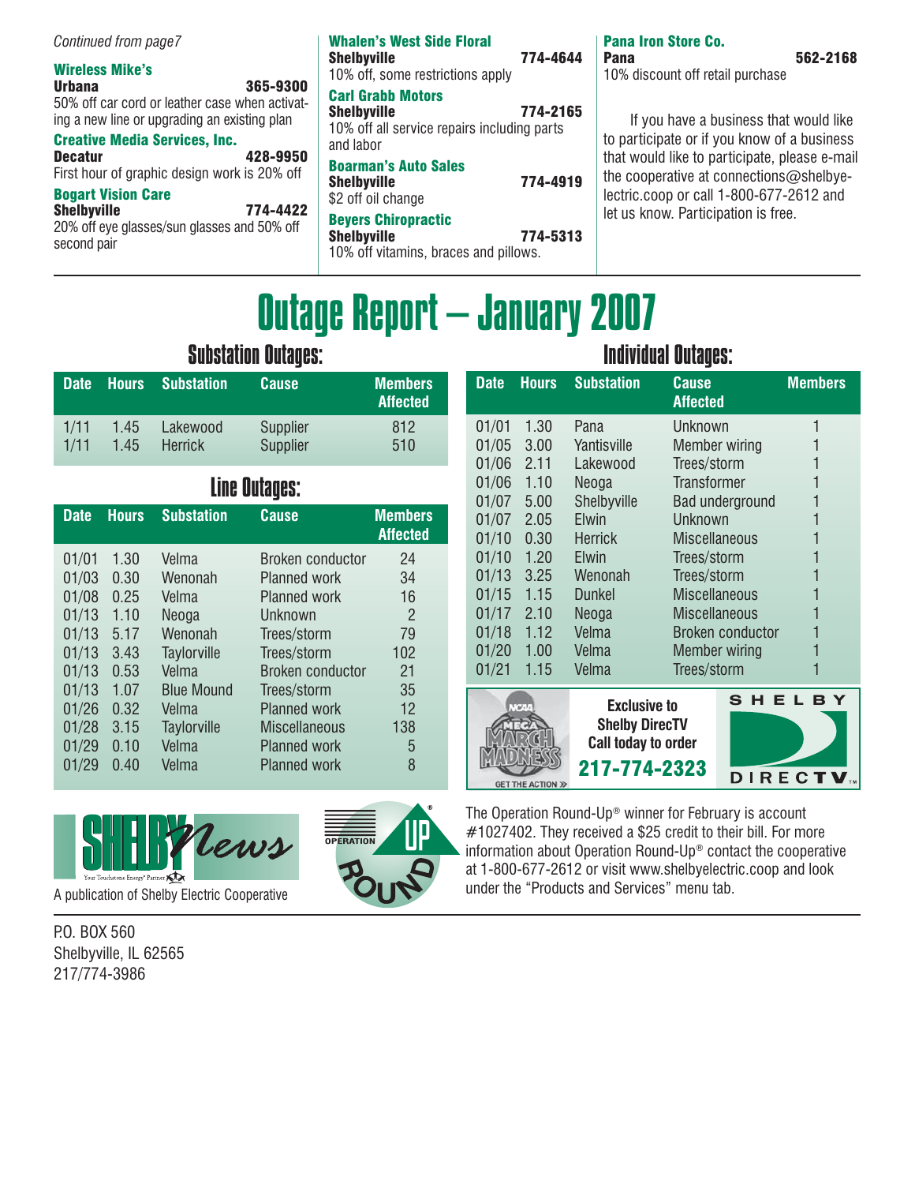*Continued from page7*

### Wireless Mike's
**Urbana** **365-9300**
50% off car cord or leather case when activating a new line or upgrading an existing plan

### Creative Media Services, Inc.
**Decatur** **428-9950**
First hour of graphic design work is 20% off

### Bogart Vision Care
**Shelbyville** **774-4422**
20% off eye glasses/sun glasses and 50% off second pair

### Whalen's West Side Floral
**Shelbyville** **774-4644**
10% off, some restrictions apply

### Carl Grabb Motors
**Shelbyville** **774-2165**
10% off all service repairs including parts and labor

### Boarman's Auto Sales
**Shelbyville** **774-4919**
$2 off oil change

### Beyers Chiropractic
**Shelbyville** **774-5313**
10% off vitamins, braces and pillows.

### Pana Iron Store Co.
**Pana** **562-2168**
10% discount off retail purchase

If you have a business that would like to participate or if you know of a business that would like to participate, please e-mail the cooperative at connections@shelbyelectric.coop or call 1-800-677-2612 and let us know. Participation is free.

# Outage Report – January 2007

## Substation Outages:

| Date | Hours | Substation | Cause | Members Affected |
|---|---|---|---|---|
| 1/11 | 1.45 | Lakewood | Supplier | 812 |
| 1/11 | 1.45 | Herrick | Supplier | 510 |

## Line Outages:

| Date | Hours | Substation | Cause | Members Affected |
|---|---|---|---|---|
| 01/01 | 1.30 | Velma | Broken conductor | 24 |
| 01/03 | 0.30 | Wenonah | Planned work | 34 |
| 01/08 | 0.25 | Velma | Planned work | 16 |
| 01/13 | 1.10 | Neoga | Unknown | 2 |
| 01/13 | 5.17 | Wenonah | Trees/storm | 79 |
| 01/13 | 3.43 | Taylorville | Trees/storm | 102 |
| 01/13 | 0.53 | Velma | Broken conductor | 21 |
| 01/13 | 1.07 | Blue Mound | Trees/storm | 35 |
| 01/26 | 0.32 | Velma | Planned work | 12 |
| 01/28 | 3.15 | Taylorville | Miscellaneous | 138 |
| 01/29 | 0.10 | Velma | Planned work | 5 |
| 01/29 | 0.40 | Velma | Planned work | 8 |

## Individual Outages:

| Date | Hours | Substation | Cause Affected | Members |
|---|---|---|---|---|
| 01/01 | 1.30 | Pana | Unknown | 1 |
| 01/05 | 3.00 | Yantisville | Member wiring | 1 |
| 01/06 | 2.11 | Lakewood | Trees/storm | 1 |
| 01/06 | 1.10 | Neoga | Transformer | 1 |
| 01/07 | 5.00 | Shelbyville | Bad underground | 1 |
| 01/07 | 2.05 | Elwin | Unknown | 1 |
| 01/10 | 0.30 | Herrick | Miscellaneous | 1 |
| 01/10 | 1.20 | Elwin | Trees/storm | 1 |
| 01/13 | 3.25 | Wenonah | Trees/storm | 1 |
| 01/15 | 1.15 | Dunkel | Miscellaneous | 1 |
| 01/17 | 2.10 | Neoga | Miscellaneous | 1 |
| 01/18 | 1.12 | Velma | Broken conductor | 1 |
| 01/20 | 1.00 | Velma | Member wiring | 1 |
| 01/21 | 1.15 | Velma | Trees/storm | 1 |

NCAA MEGA MARCH MADNESS GET THE ACTION

**Exclusive to Shelby DirecTV Call today to order**

**217-774-2323**

SHELBY DIRECTV

SHELBY News
Your Touchstone Energy® Partner

A publication of Shelby Electric Cooperative

OPERATION ROUND UP®

The Operation Round-Up® winner for February is account #1027402. They received a $25 credit to their bill. For more information about Operation Round-Up® contact the cooperative at 1-800-677-2612 or visit www.shelbyelectric.coop and look under the "Products and Services" menu tab.

P.O. BOX 560
Shelbyville, IL 62565
217/774-3986